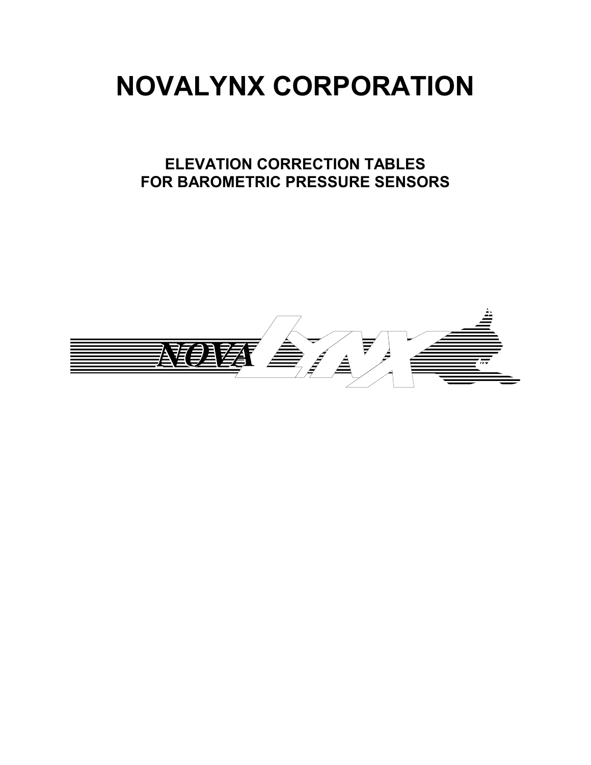# NOVALYNX CORPORATION

## ELEVATION CORRECTION TABLES
## FOR BAROMETRIC PRESSURE SENSORS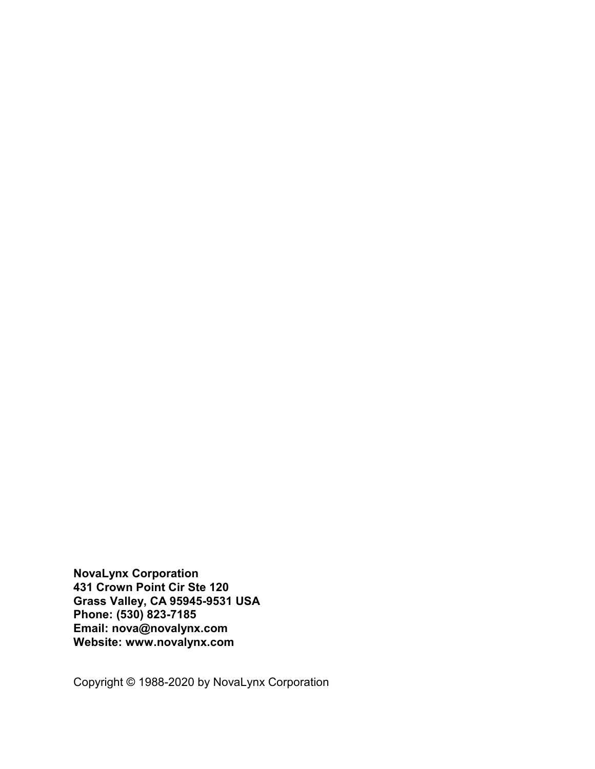**NovaLynx Corporation**
**431 Crown Point Cir Ste 120**
**Grass Valley, CA 95945-9531 USA**
**Phone: (530) 823-7185**
**Email: nova@novalynx.com**
**Website: www.novalynx.com**

Copyright © 1988-2020 by NovaLynx Corporation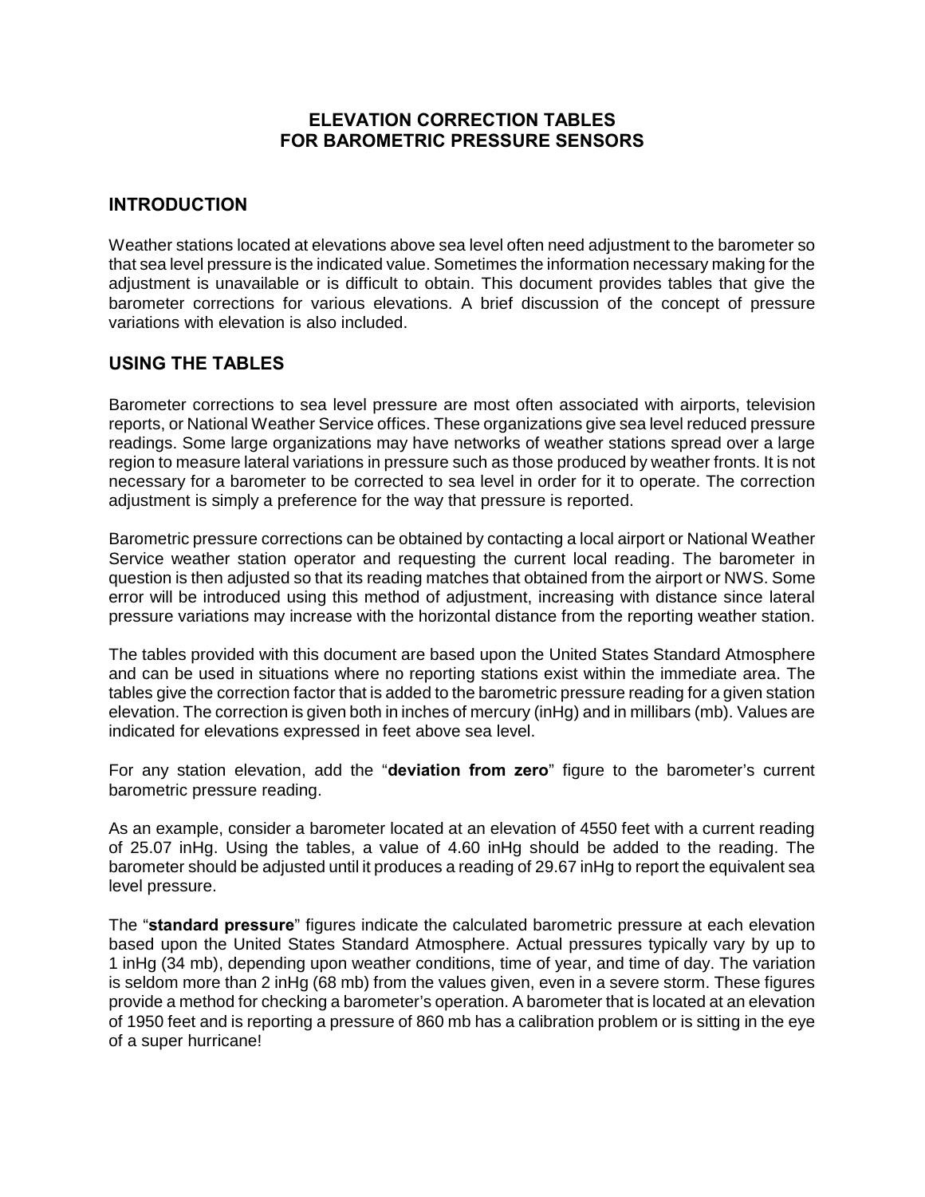# ELEVATION CORRECTION TABLES
# FOR BAROMETRIC PRESSURE SENSORS

## INTRODUCTION

Weather stations located at elevations above sea level often need adjustment to the barometer so that sea level pressure is the indicated value. Sometimes the information necessary making for the adjustment is unavailable or is difficult to obtain. This document provides tables that give the barometer corrections for various elevations. A brief discussion of the concept of pressure variations with elevation is also included.

## USING THE TABLES

Barometer corrections to sea level pressure are most often associated with airports, television reports, or National Weather Service offices. These organizations give sea level reduced pressure readings. Some large organizations may have networks of weather stations spread over a large region to measure lateral variations in pressure such as those produced by weather fronts. It is not necessary for a barometer to be corrected to sea level in order for it to operate. The correction adjustment is simply a preference for the way that pressure is reported.

Barometric pressure corrections can be obtained by contacting a local airport or National Weather Service weather station operator and requesting the current local reading. The barometer in question is then adjusted so that its reading matches that obtained from the airport or NWS. Some error will be introduced using this method of adjustment, increasing with distance since lateral pressure variations may increase with the horizontal distance from the reporting weather station.

The tables provided with this document are based upon the United States Standard Atmosphere and can be used in situations where no reporting stations exist within the immediate area. The tables give the correction factor that is added to the barometric pressure reading for a given station elevation. The correction is given both in inches of mercury (inHg) and in millibars (mb). Values are indicated for elevations expressed in feet above sea level.

For any station elevation, add the "**deviation from zero**" figure to the barometer's current barometric pressure reading.

As an example, consider a barometer located at an elevation of 4550 feet with a current reading of 25.07 inHg. Using the tables, a value of 4.60 inHg should be added to the reading. The barometer should be adjusted until it produces a reading of 29.67 inHg to report the equivalent sea level pressure.

The "**standard pressure**" figures indicate the calculated barometric pressure at each elevation based upon the United States Standard Atmosphere. Actual pressures typically vary by up to 1 inHg (34 mb), depending upon weather conditions, time of year, and time of day. The variation is seldom more than 2 inHg (68 mb) from the values given, even in a severe storm. These figures provide a method for checking a barometer's operation. A barometer that is located at an elevation of 1950 feet and is reporting a pressure of 860 mb has a calibration problem or is sitting in the eye of a super hurricane!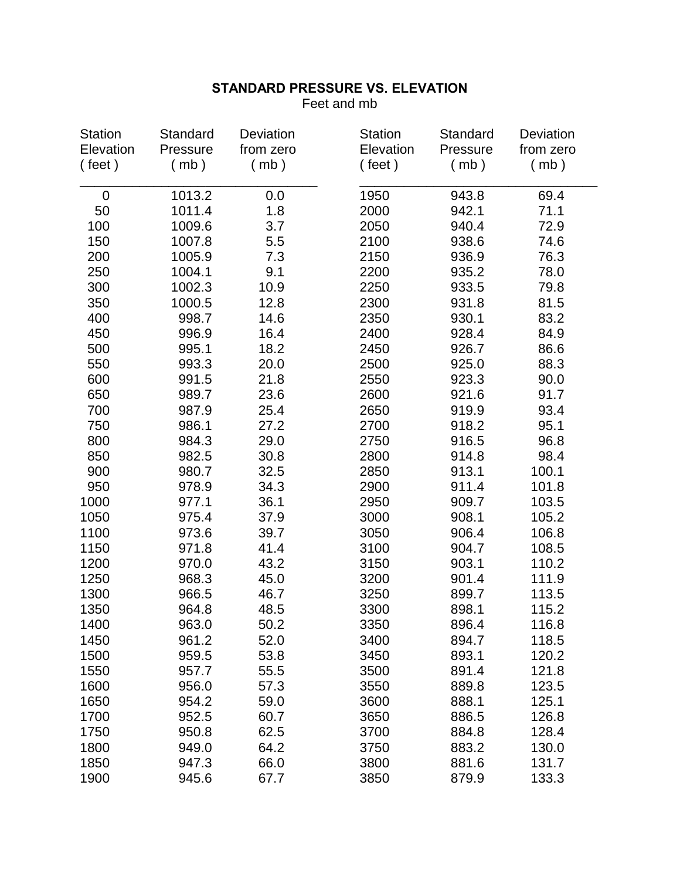## STANDARD PRESSURE VS. ELEVATION

Feet and mb

| Station Elevation ( feet ) | Standard Pressure ( mb ) | Deviation from zero ( mb ) | Station Elevation ( feet ) | Standard Pressure ( mb ) | Deviation from zero ( mb ) |
|---|---|---|---|---|---|
| 0 | 1013.2 | 0.0 | 1950 | 943.8 | 69.4 |
| 50 | 1011.4 | 1.8 | 2000 | 942.1 | 71.1 |
| 100 | 1009.6 | 3.7 | 2050 | 940.4 | 72.9 |
| 150 | 1007.8 | 5.5 | 2100 | 938.6 | 74.6 |
| 200 | 1005.9 | 7.3 | 2150 | 936.9 | 76.3 |
| 250 | 1004.1 | 9.1 | 2200 | 935.2 | 78.0 |
| 300 | 1002.3 | 10.9 | 2250 | 933.5 | 79.8 |
| 350 | 1000.5 | 12.8 | 2300 | 931.8 | 81.5 |
| 400 | 998.7 | 14.6 | 2350 | 930.1 | 83.2 |
| 450 | 996.9 | 16.4 | 2400 | 928.4 | 84.9 |
| 500 | 995.1 | 18.2 | 2450 | 926.7 | 86.6 |
| 550 | 993.3 | 20.0 | 2500 | 925.0 | 88.3 |
| 600 | 991.5 | 21.8 | 2550 | 923.3 | 90.0 |
| 650 | 989.7 | 23.6 | 2600 | 921.6 | 91.7 |
| 700 | 987.9 | 25.4 | 2650 | 919.9 | 93.4 |
| 750 | 986.1 | 27.2 | 2700 | 918.2 | 95.1 |
| 800 | 984.3 | 29.0 | 2750 | 916.5 | 96.8 |
| 850 | 982.5 | 30.8 | 2800 | 914.8 | 98.4 |
| 900 | 980.7 | 32.5 | 2850 | 913.1 | 100.1 |
| 950 | 978.9 | 34.3 | 2900 | 911.4 | 101.8 |
| 1000 | 977.1 | 36.1 | 2950 | 909.7 | 103.5 |
| 1050 | 975.4 | 37.9 | 3000 | 908.1 | 105.2 |
| 1100 | 973.6 | 39.7 | 3050 | 906.4 | 106.8 |
| 1150 | 971.8 | 41.4 | 3100 | 904.7 | 108.5 |
| 1200 | 970.0 | 43.2 | 3150 | 903.1 | 110.2 |
| 1250 | 968.3 | 45.0 | 3200 | 901.4 | 111.9 |
| 1300 | 966.5 | 46.7 | 3250 | 899.7 | 113.5 |
| 1350 | 964.8 | 48.5 | 3300 | 898.1 | 115.2 |
| 1400 | 963.0 | 50.2 | 3350 | 896.4 | 116.8 |
| 1450 | 961.2 | 52.0 | 3400 | 894.7 | 118.5 |
| 1500 | 959.5 | 53.8 | 3450 | 893.1 | 120.2 |
| 1550 | 957.7 | 55.5 | 3500 | 891.4 | 121.8 |
| 1600 | 956.0 | 57.3 | 3550 | 889.8 | 123.5 |
| 1650 | 954.2 | 59.0 | 3600 | 888.1 | 125.1 |
| 1700 | 952.5 | 60.7 | 3650 | 886.5 | 126.8 |
| 1750 | 950.8 | 62.5 | 3700 | 884.8 | 128.4 |
| 1800 | 949.0 | 64.2 | 3750 | 883.2 | 130.0 |
| 1850 | 947.3 | 66.0 | 3800 | 881.6 | 131.7 |
| 1900 | 945.6 | 67.7 | 3850 | 879.9 | 133.3 |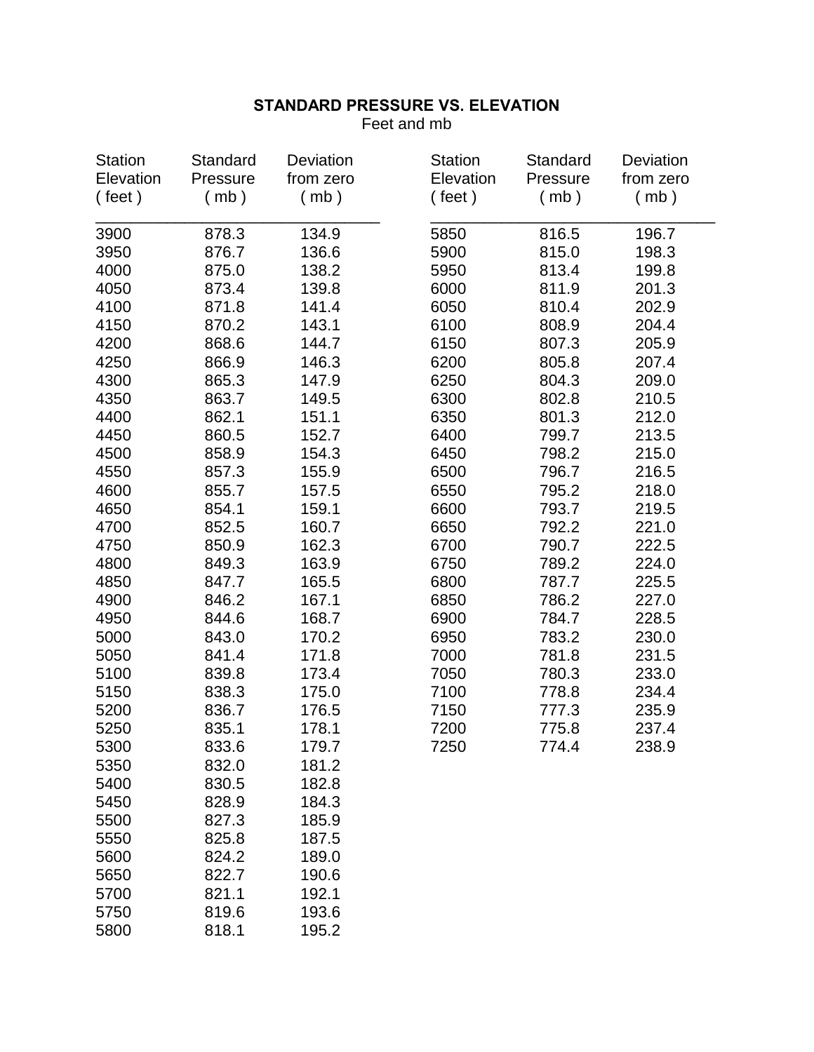## STANDARD PRESSURE VS. ELEVATION

Feet and mb

| Station Elevation ( feet ) | Standard Pressure ( mb ) | Deviation from zero ( mb ) |
|---|---|---|
| 3900 | 878.3 | 134.9 |
| 3950 | 876.7 | 136.6 |
| 4000 | 875.0 | 138.2 |
| 4050 | 873.4 | 139.8 |
| 4100 | 871.8 | 141.4 |
| 4150 | 870.2 | 143.1 |
| 4200 | 868.6 | 144.7 |
| 4250 | 866.9 | 146.3 |
| 4300 | 865.3 | 147.9 |
| 4350 | 863.7 | 149.5 |
| 4400 | 862.1 | 151.1 |
| 4450 | 860.5 | 152.7 |
| 4500 | 858.9 | 154.3 |
| 4550 | 857.3 | 155.9 |
| 4600 | 855.7 | 157.5 |
| 4650 | 854.1 | 159.1 |
| 4700 | 852.5 | 160.7 |
| 4750 | 850.9 | 162.3 |
| 4800 | 849.3 | 163.9 |
| 4850 | 847.7 | 165.5 |
| 4900 | 846.2 | 167.1 |
| 4950 | 844.6 | 168.7 |
| 5000 | 843.0 | 170.2 |
| 5050 | 841.4 | 171.8 |
| 5100 | 839.8 | 173.4 |
| 5150 | 838.3 | 175.0 |
| 5200 | 836.7 | 176.5 |
| 5250 | 835.1 | 178.1 |
| 5300 | 833.6 | 179.7 |
| 5350 | 832.0 | 181.2 |
| 5400 | 830.5 | 182.8 |
| 5450 | 828.9 | 184.3 |
| 5500 | 827.3 | 185.9 |
| 5550 | 825.8 | 187.5 |
| 5600 | 824.2 | 189.0 |
| 5650 | 822.7 | 190.6 |
| 5700 | 821.1 | 192.1 |
| 5750 | 819.6 | 193.6 |
| 5800 | 818.1 | 195.2 |
| 5850 | 816.5 | 196.7 |
| 5900 | 815.0 | 198.3 |
| 5950 | 813.4 | 199.8 |
| 6000 | 811.9 | 201.3 |
| 6050 | 810.4 | 202.9 |
| 6100 | 808.9 | 204.4 |
| 6150 | 807.3 | 205.9 |
| 6200 | 805.8 | 207.4 |
| 6250 | 804.3 | 209.0 |
| 6300 | 802.8 | 210.5 |
| 6350 | 801.3 | 212.0 |
| 6400 | 799.7 | 213.5 |
| 6450 | 798.2 | 215.0 |
| 6500 | 796.7 | 216.5 |
| 6550 | 795.2 | 218.0 |
| 6600 | 793.7 | 219.5 |
| 6650 | 792.2 | 221.0 |
| 6700 | 790.7 | 222.5 |
| 6750 | 789.2 | 224.0 |
| 6800 | 787.7 | 225.5 |
| 6850 | 786.2 | 227.0 |
| 6900 | 784.7 | 228.5 |
| 6950 | 783.2 | 230.0 |
| 7000 | 781.8 | 231.5 |
| 7050 | 780.3 | 233.0 |
| 7100 | 778.8 | 234.4 |
| 7150 | 777.3 | 235.9 |
| 7200 | 775.8 | 237.4 |
| 7250 | 774.4 | 238.9 |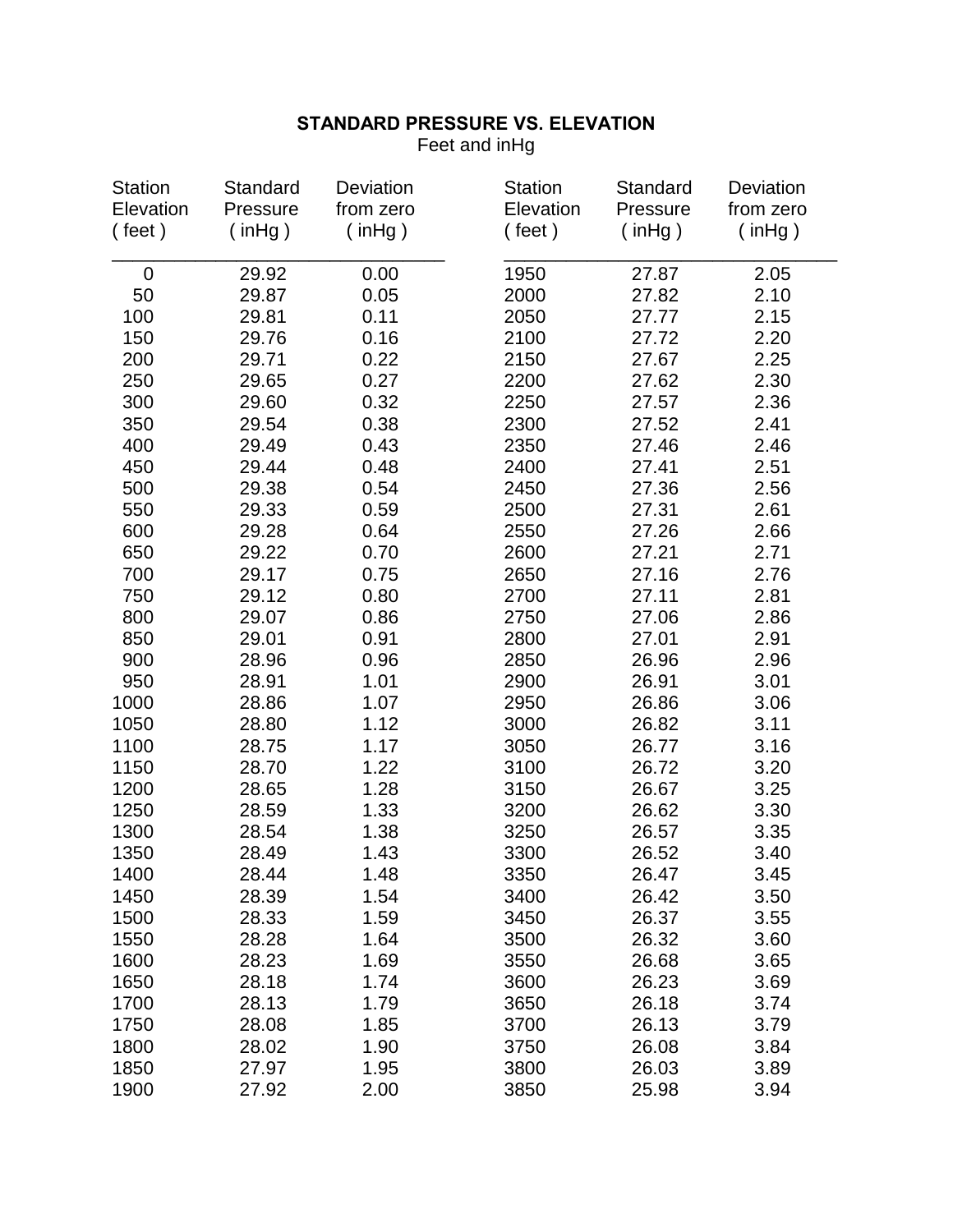**STANDARD PRESSURE VS. ELEVATION**

Feet and inHg

| Station Elevation ( feet ) | Standard Pressure ( inHg ) | Deviation from zero ( inHg ) |
|---|---|---|
| 0 | 29.92 | 0.00 |
| 50 | 29.87 | 0.05 |
| 100 | 29.81 | 0.11 |
| 150 | 29.76 | 0.16 |
| 200 | 29.71 | 0.22 |
| 250 | 29.65 | 0.27 |
| 300 | 29.60 | 0.32 |
| 350 | 29.54 | 0.38 |
| 400 | 29.49 | 0.43 |
| 450 | 29.44 | 0.48 |
| 500 | 29.38 | 0.54 |
| 550 | 29.33 | 0.59 |
| 600 | 29.28 | 0.64 |
| 650 | 29.22 | 0.70 |
| 700 | 29.17 | 0.75 |
| 750 | 29.12 | 0.80 |
| 800 | 29.07 | 0.86 |
| 850 | 29.01 | 0.91 |
| 900 | 28.96 | 0.96 |
| 950 | 28.91 | 1.01 |
| 1000 | 28.86 | 1.07 |
| 1050 | 28.80 | 1.12 |
| 1100 | 28.75 | 1.17 |
| 1150 | 28.70 | 1.22 |
| 1200 | 28.65 | 1.28 |
| 1250 | 28.59 | 1.33 |
| 1300 | 28.54 | 1.38 |
| 1350 | 28.49 | 1.43 |
| 1400 | 28.44 | 1.48 |
| 1450 | 28.39 | 1.54 |
| 1500 | 28.33 | 1.59 |
| 1550 | 28.28 | 1.64 |
| 1600 | 28.23 | 1.69 |
| 1650 | 28.18 | 1.74 |
| 1700 | 28.13 | 1.79 |
| 1750 | 28.08 | 1.85 |
| 1800 | 28.02 | 1.90 |
| 1850 | 27.97 | 1.95 |
| 1900 | 27.92 | 2.00 |
| 1950 | 27.87 | 2.05 |
| 2000 | 27.82 | 2.10 |
| 2050 | 27.77 | 2.15 |
| 2100 | 27.72 | 2.20 |
| 2150 | 27.67 | 2.25 |
| 2200 | 27.62 | 2.30 |
| 2250 | 27.57 | 2.36 |
| 2300 | 27.52 | 2.41 |
| 2350 | 27.46 | 2.46 |
| 2400 | 27.41 | 2.51 |
| 2450 | 27.36 | 2.56 |
| 2500 | 27.31 | 2.61 |
| 2550 | 27.26 | 2.66 |
| 2600 | 27.21 | 2.71 |
| 2650 | 27.16 | 2.76 |
| 2700 | 27.11 | 2.81 |
| 2750 | 27.06 | 2.86 |
| 2800 | 27.01 | 2.91 |
| 2850 | 26.96 | 2.96 |
| 2900 | 26.91 | 3.01 |
| 2950 | 26.86 | 3.06 |
| 3000 | 26.82 | 3.11 |
| 3050 | 26.77 | 3.16 |
| 3100 | 26.72 | 3.20 |
| 3150 | 26.67 | 3.25 |
| 3200 | 26.62 | 3.30 |
| 3250 | 26.57 | 3.35 |
| 3300 | 26.52 | 3.40 |
| 3350 | 26.47 | 3.45 |
| 3400 | 26.42 | 3.50 |
| 3450 | 26.37 | 3.55 |
| 3500 | 26.32 | 3.60 |
| 3550 | 26.68 | 3.65 |
| 3600 | 26.23 | 3.69 |
| 3650 | 26.18 | 3.74 |
| 3700 | 26.13 | 3.79 |
| 3750 | 26.08 | 3.84 |
| 3800 | 26.03 | 3.89 |
| 3850 | 25.98 | 3.94 |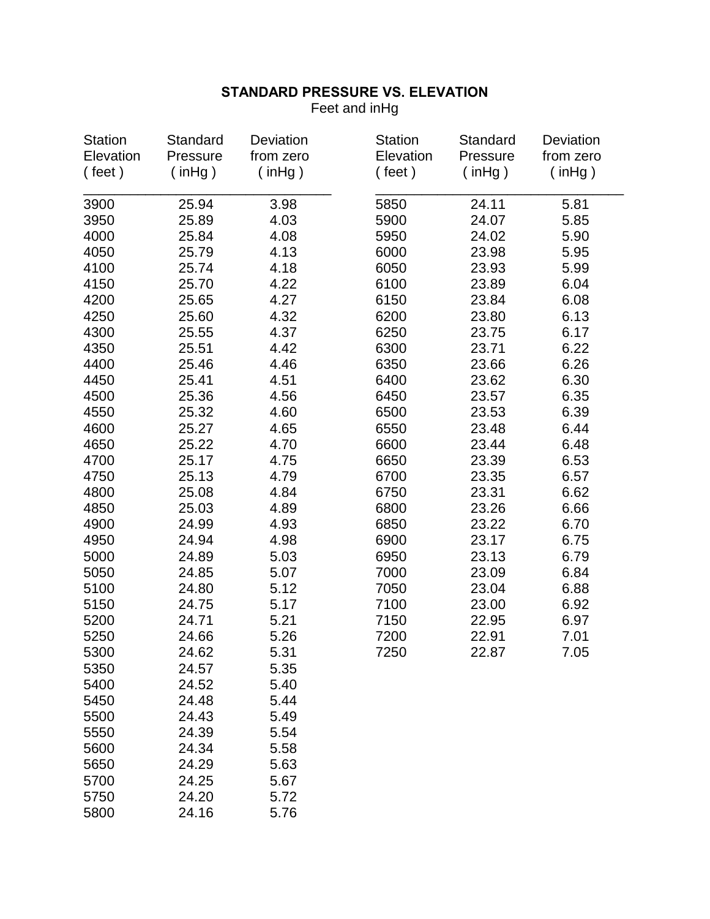**STANDARD PRESSURE VS. ELEVATION**

Feet and inHg

| Station Elevation ( feet ) | Standard Pressure ( inHg ) | Deviation from zero ( inHg ) |
|---|---|---|
| 3900 | 25.94 | 3.98 |
| 3950 | 25.89 | 4.03 |
| 4000 | 25.84 | 4.08 |
| 4050 | 25.79 | 4.13 |
| 4100 | 25.74 | 4.18 |
| 4150 | 25.70 | 4.22 |
| 4200 | 25.65 | 4.27 |
| 4250 | 25.60 | 4.32 |
| 4300 | 25.55 | 4.37 |
| 4350 | 25.51 | 4.42 |
| 4400 | 25.46 | 4.46 |
| 4450 | 25.41 | 4.51 |
| 4500 | 25.36 | 4.56 |
| 4550 | 25.32 | 4.60 |
| 4600 | 25.27 | 4.65 |
| 4650 | 25.22 | 4.70 |
| 4700 | 25.17 | 4.75 |
| 4750 | 25.13 | 4.79 |
| 4800 | 25.08 | 4.84 |
| 4850 | 25.03 | 4.89 |
| 4900 | 24.99 | 4.93 |
| 4950 | 24.94 | 4.98 |
| 5000 | 24.89 | 5.03 |
| 5050 | 24.85 | 5.07 |
| 5100 | 24.80 | 5.12 |
| 5150 | 24.75 | 5.17 |
| 5200 | 24.71 | 5.21 |
| 5250 | 24.66 | 5.26 |
| 5300 | 24.62 | 5.31 |
| 5350 | 24.57 | 5.35 |
| 5400 | 24.52 | 5.40 |
| 5450 | 24.48 | 5.44 |
| 5500 | 24.43 | 5.49 |
| 5550 | 24.39 | 5.54 |
| 5600 | 24.34 | 5.58 |
| 5650 | 24.29 | 5.63 |
| 5700 | 24.25 | 5.67 |
| 5750 | 24.20 | 5.72 |
| 5800 | 24.16 | 5.76 |

| Station Elevation ( feet ) | Standard Pressure ( inHg ) | Deviation from zero ( inHg ) |
|---|---|---|
| 5850 | 24.11 | 5.81 |
| 5900 | 24.07 | 5.85 |
| 5950 | 24.02 | 5.90 |
| 6000 | 23.98 | 5.95 |
| 6050 | 23.93 | 5.99 |
| 6100 | 23.89 | 6.04 |
| 6150 | 23.84 | 6.08 |
| 6200 | 23.80 | 6.13 |
| 6250 | 23.75 | 6.17 |
| 6300 | 23.71 | 6.22 |
| 6350 | 23.66 | 6.26 |
| 6400 | 23.62 | 6.30 |
| 6450 | 23.57 | 6.35 |
| 6500 | 23.53 | 6.39 |
| 6550 | 23.48 | 6.44 |
| 6600 | 23.44 | 6.48 |
| 6650 | 23.39 | 6.53 |
| 6700 | 23.35 | 6.57 |
| 6750 | 23.31 | 6.62 |
| 6800 | 23.26 | 6.66 |
| 6850 | 23.22 | 6.70 |
| 6900 | 23.17 | 6.75 |
| 6950 | 23.13 | 6.79 |
| 7000 | 23.09 | 6.84 |
| 7050 | 23.04 | 6.88 |
| 7100 | 23.00 | 6.92 |
| 7150 | 22.95 | 6.97 |
| 7200 | 22.91 | 7.01 |
| 7250 | 22.87 | 7.05 |